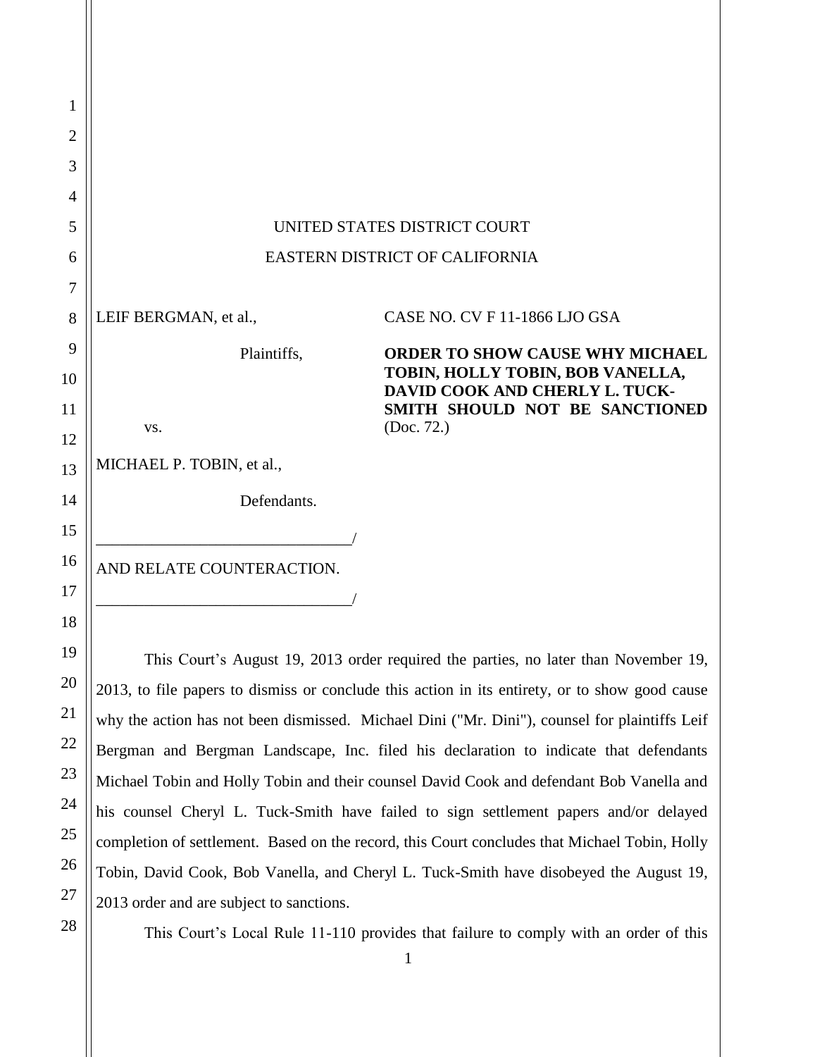UNITED STATES DISTRICT COURT

EASTERN DISTRICT OF CALIFORNIA

LEIF BERGMAN, et al.,

Plaintiffs,

vs.

MICHAEL P. TOBIN, et al.,

Defendants.

_______________________________/

AND RELATE COUNTERACTION.

_______________________________/

CASE NO. CV F 11-1866 LJO GSA

**ORDER TO SHOW CAUSE WHY MICHAEL TOBIN, HOLLY TOBIN, BOB VANELLA, DAVID COOK AND CHERLY L. TUCK-SMITH SHOULD NOT BE SANCTIONED** (Doc. 72.)

This Court's August 19, 2013 order required the parties, no later than November 19, 2013, to file papers to dismiss or conclude this action in its entirety, or to show good cause why the action has not been dismissed. Michael Dini ("Mr. Dini"), counsel for plaintiffs Leif Bergman and Bergman Landscape, Inc. filed his declaration to indicate that defendants Michael Tobin and Holly Tobin and their counsel David Cook and defendant Bob Vanella and his counsel Cheryl L. Tuck-Smith have failed to sign settlement papers and/or delayed completion of settlement. Based on the record, this Court concludes that Michael Tobin, Holly Tobin, David Cook, Bob Vanella, and Cheryl L. Tuck-Smith have disobeyed the August 19, 2013 order and are subject to sanctions.

This Court's Local Rule 11-110 provides that failure to comply with an order of this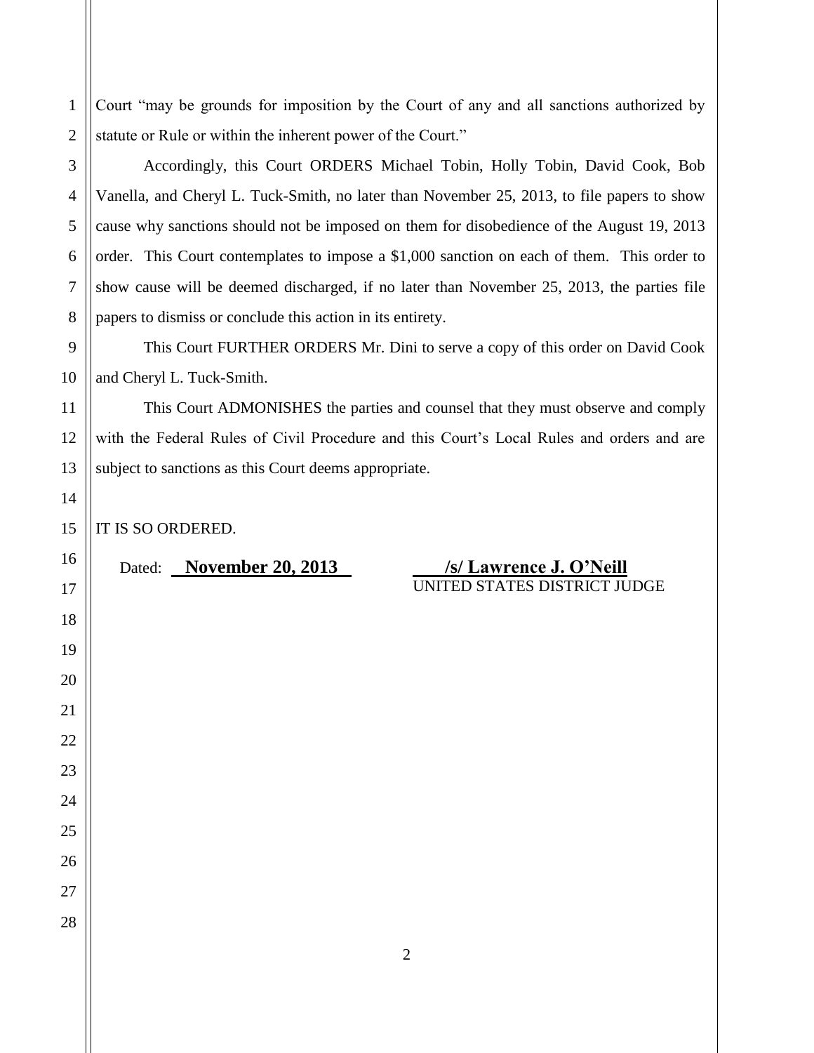Court "may be grounds for imposition by the Court of any and all sanctions authorized by statute or Rule or within the inherent power of the Court."

Accordingly, this Court ORDERS Michael Tobin, Holly Tobin, David Cook, Bob Vanella, and Cheryl L. Tuck-Smith, no later than November 25, 2013, to file papers to show cause why sanctions should not be imposed on them for disobedience of the August 19, 2013 order. This Court contemplates to impose a $1,000 sanction on each of them. This order to show cause will be deemed discharged, if no later than November 25, 2013, the parties file papers to dismiss or conclude this action in its entirety.

This Court FURTHER ORDERS Mr. Dini to serve a copy of this order on David Cook and Cheryl L. Tuck-Smith.

This Court ADMONISHES the parties and counsel that they must observe and comply with the Federal Rules of Civil Procedure and this Court's Local Rules and orders and are subject to sanctions as this Court deems appropriate.

IT IS SO ORDERED.

Dated: **November 20, 2013** **/s/ Lawrence J. O'Neill**

UNITED STATES DISTRICT JUDGE